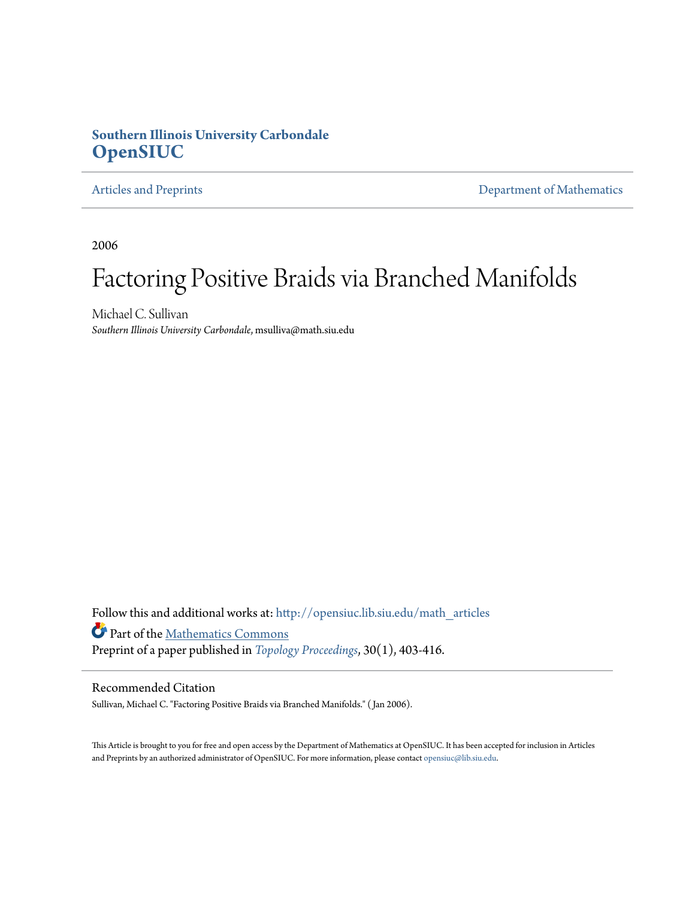**Southern Illinois University Carbondale**
**OpenSIUC**

Articles and Preprints | Department of Mathematics

2006

# Factoring Positive Braids via Branched Manifolds

Michael C. Sullivan
*Southern Illinois University Carbondale*, msulliva@math.siu.edu

Follow this and additional works at: http://opensiuc.lib.siu.edu/math_articles

Part of the Mathematics Commons

Preprint of a paper published in *Topology Proceedings*, 30(1), 403-416.

## Recommended Citation

Sullivan, Michael C. "Factoring Positive Braids via Branched Manifolds." ( Jan 2006).

This Article is brought to you for free and open access by the Department of Mathematics at OpenSIUC. It has been accepted for inclusion in Articles and Preprints by an authorized administrator of OpenSIUC. For more information, please contact opensiuc@lib.siu.edu.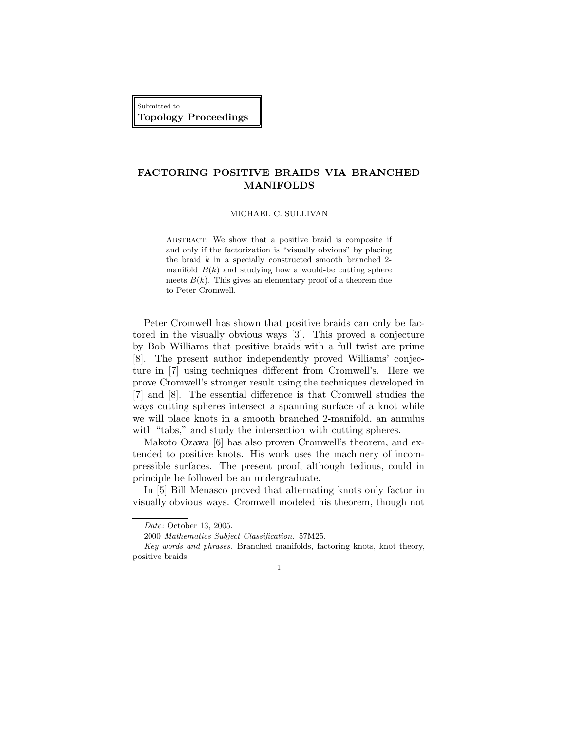Submitted to
**Topology Proceedings**

# FACTORING POSITIVE BRAIDS VIA BRANCHED MANIFOLDS

MICHAEL C. SULLIVAN

Abstract. We show that a positive braid is composite if and only if the factorization is "visually obvious" by placing the braid $k$ in a specially constructed smooth branched 2-manifold $B(k)$ and studying how a would-be cutting sphere meets $B(k)$. This gives an elementary proof of a theorem due to Peter Cromwell.

Peter Cromwell has shown that positive braids can only be factored in the visually obvious ways [3]. This proved a conjecture by Bob Williams that positive braids with a full twist are prime [8]. The present author independently proved Williams' conjecture in [7] using techniques different from Cromwell's. Here we prove Cromwell's stronger result using the techniques developed in [7] and [8]. The essential difference is that Cromwell studies the ways cutting spheres intersect a spanning surface of a knot while we will place knots in a smooth branched 2-manifold, an annulus with "tabs," and study the intersection with cutting spheres.

Makoto Ozawa [6] has also proven Cromwell's theorem, and extended to positive knots. His work uses the machinery of incompressible surfaces. The present proof, although tedious, could in principle be followed be an undergraduate.

In [5] Bill Menasco proved that alternating knots only factor in visually obvious ways. Cromwell modeled his theorem, though not

*Date*: October 13, 2005.

2000 *Mathematics Subject Classification.* 57M25.

*Key words and phrases.* Branched manifolds, factoring knots, knot theory, positive braids.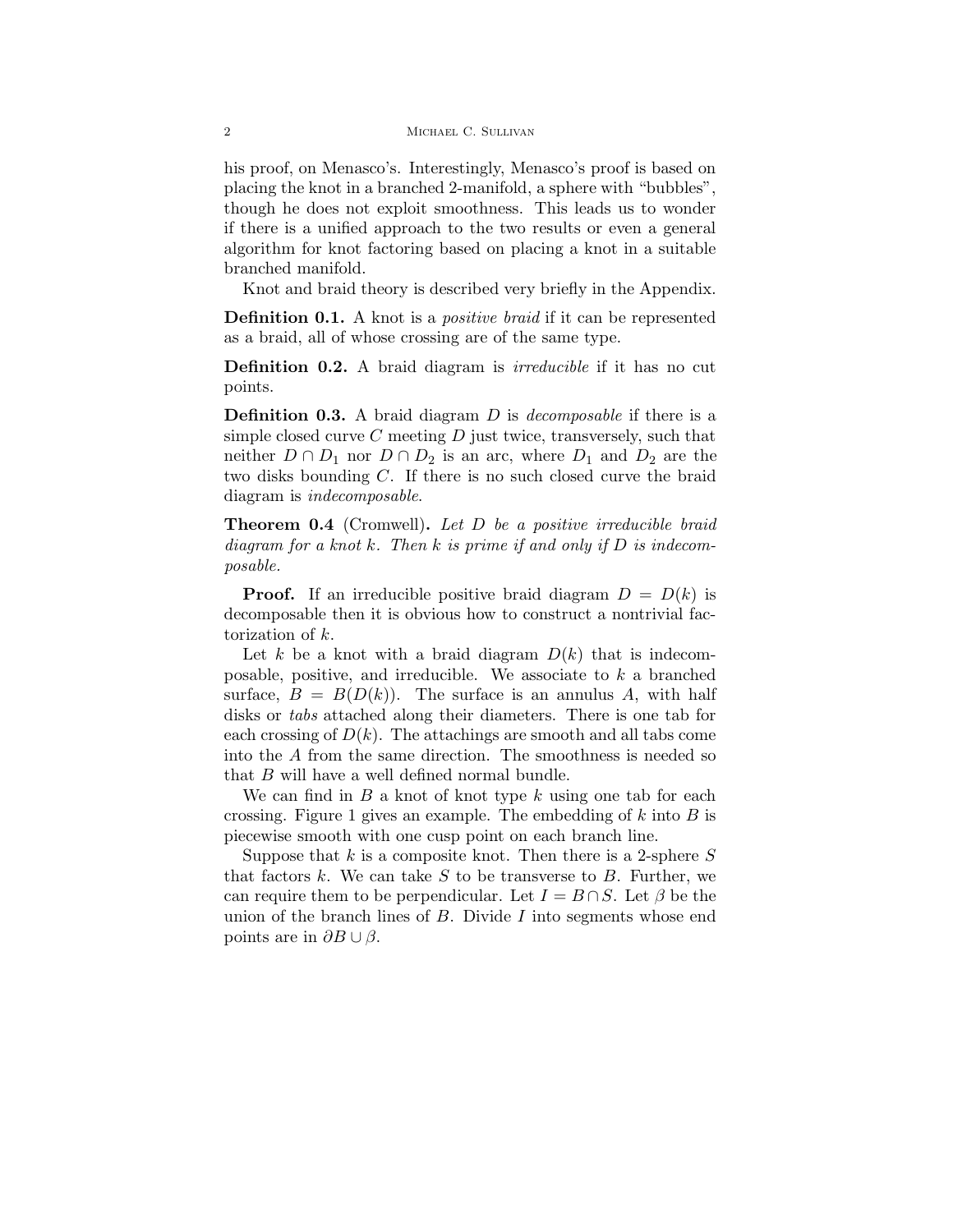his proof, on Menasco's. Interestingly, Menasco's proof is based on placing the knot in a branched 2-manifold, a sphere with "bubbles", though he does not exploit smoothness. This leads us to wonder if there is a unified approach to the two results or even a general algorithm for knot factoring based on placing a knot in a suitable branched manifold.

Knot and braid theory is described very briefly in the Appendix.

**Definition 0.1.** A knot is a *positive braid* if it can be represented as a braid, all of whose crossing are of the same type.

**Definition 0.2.** A braid diagram is *irreducible* if it has no cut points.

**Definition 0.3.** A braid diagram $D$ is *decomposable* if there is a simple closed curve $C$ meeting $D$ just twice, transversely, such that neither $D \cap D_1$ nor $D \cap D_2$ is an arc, where $D_1$ and $D_2$ are the two disks bounding $C$. If there is no such closed curve the braid diagram is *indecomposable*.

**Theorem 0.4** (Cromwell)**.** *Let $D$ be a positive irreducible braid diagram for a knot $k$. Then $k$ is prime if and only if $D$ is indecomposable.*

**Proof.** If an irreducible positive braid diagram $D = D(k)$ is decomposable then it is obvious how to construct a nontrivial factorization of $k$.

Let $k$ be a knot with a braid diagram $D(k)$ that is indecomposable, positive, and irreducible. We associate to $k$ a branched surface, $B = B(D(k))$. The surface is an annulus $A$, with half disks or *tabs* attached along their diameters. There is one tab for each crossing of $D(k)$. The attachings are smooth and all tabs come into the $A$ from the same direction. The smoothness is needed so that $B$ will have a well defined normal bundle.

We can find in $B$ a knot of knot type $k$ using one tab for each crossing. Figure 1 gives an example. The embedding of $k$ into $B$ is piecewise smooth with one cusp point on each branch line.

Suppose that $k$ is a composite knot. Then there is a 2-sphere $S$ that factors $k$. We can take $S$ to be transverse to $B$. Further, we can require them to be perpendicular. Let $I = B \cap S$. Let $\beta$ be the union of the branch lines of $B$. Divide $I$ into segments whose end points are in $\partial B \cup \beta$.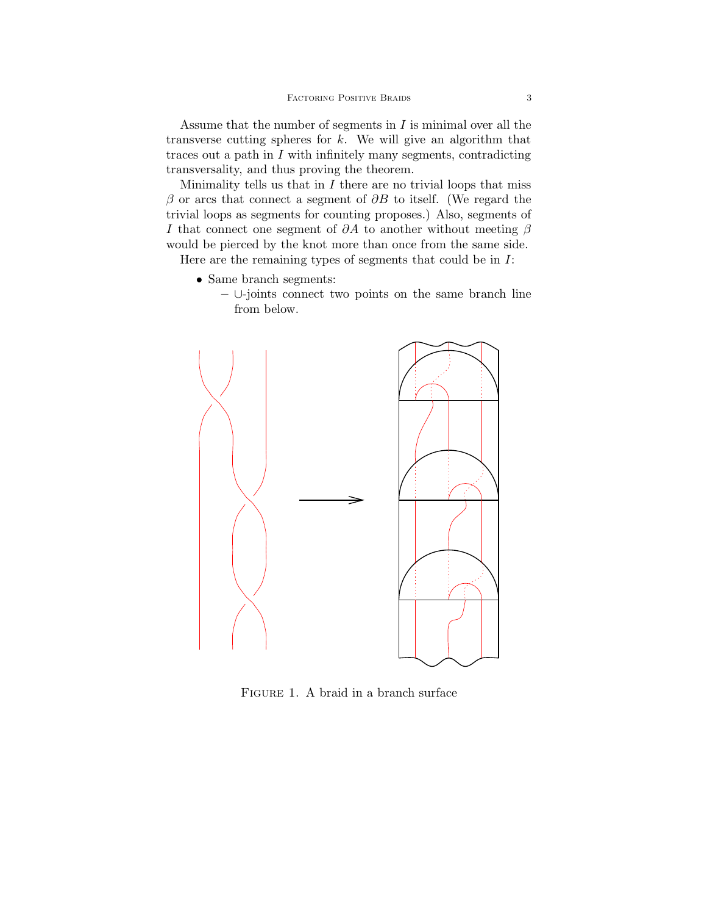Assume that the number of segments in $I$ is minimal over all the transverse cutting spheres for $k$. We will give an algorithm that traces out a path in $I$ with infinitely many segments, contradicting transversality, and thus proving the theorem.

Minimality tells us that in $I$ there are no trivial loops that miss $\beta$ or arcs that connect a segment of $\partial B$ to itself. (We regard the trivial loops as segments for counting proposes.) Also, segments of $I$ that connect one segment of $\partial A$ to another without meeting $\beta$ would be pierced by the knot more than once from the same side.

Here are the remaining types of segments that could be in $I$:

- Same branch segments:
  - $\cup$-joints connect two points on the same branch line from below.

FIGURE 1. A braid in a branch surface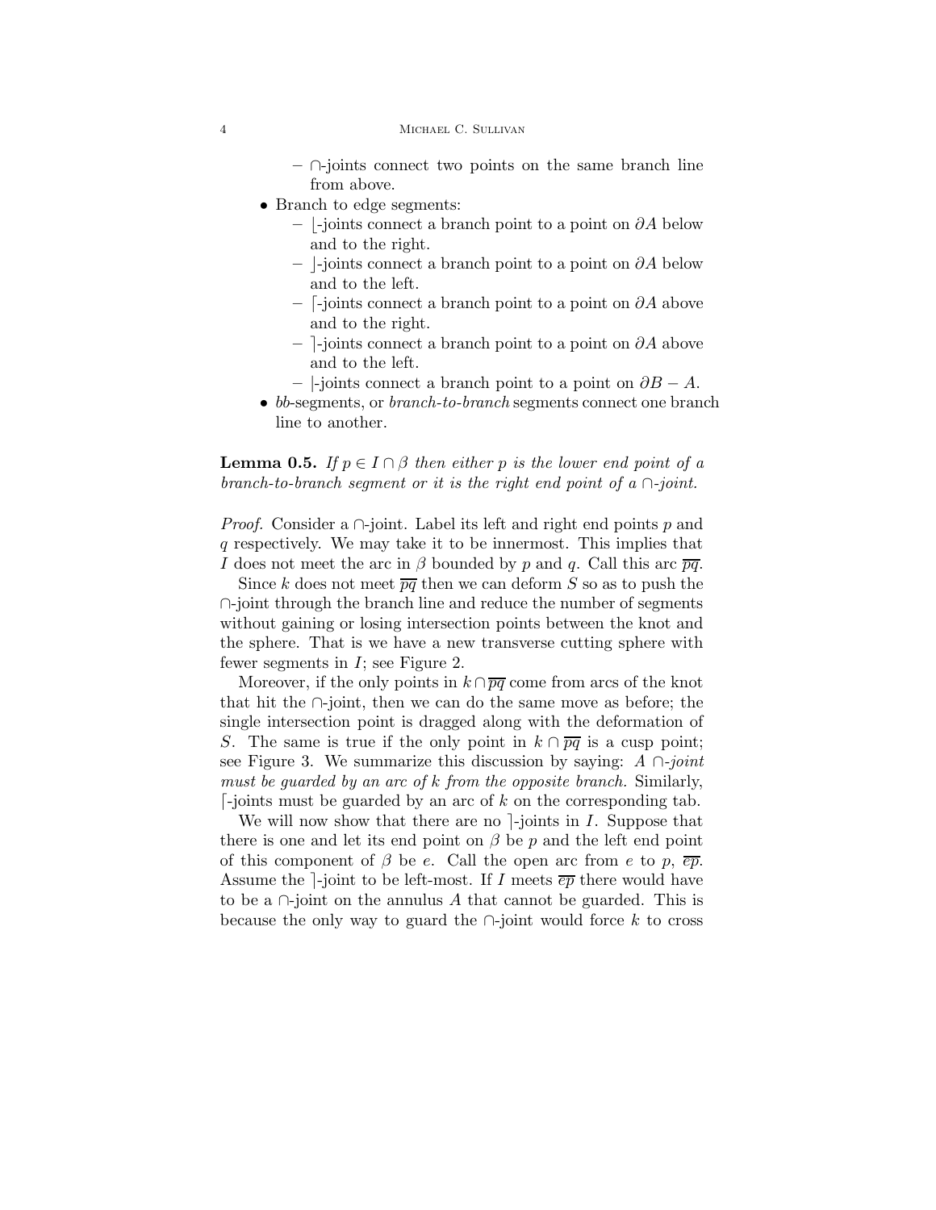- $\cap$-joints connect two points on the same branch line from above.
- Branch to edge segments:
  - $\lfloor$-joints connect a branch point to a point on $\partial A$ below and to the right.
  - $\rfloor$-joints connect a branch point to a point on $\partial A$ below and to the left.
  - $\lceil$-joints connect a branch point to a point on $\partial A$ above and to the right.
  - $\rceil$-joints connect a branch point to a point on $\partial A$ above and to the left.
  - $|$-joints connect a branch point to a point on $\partial B - A$.
- *bb*-segments, or *branch-to-branch* segments connect one branch line to another.

**Lemma 0.5.** *If $p \in I \cap \beta$ then either $p$ is the lower end point of a branch-to-branch segment or it is the right end point of a $\cap$-joint.*

*Proof.* Consider a $\cap$-joint. Label its left and right end points $p$ and $q$ respectively. We may take it to be innermost. This implies that $I$ does not meet the arc in $\beta$ bounded by $p$ and $q$. Call this arc $\overline{pq}$.

Since $k$ does not meet $\overline{pq}$ then we can deform $S$ so as to push the $\cap$-joint through the branch line and reduce the number of segments without gaining or losing intersection points between the knot and the sphere. That is we have a new transverse cutting sphere with fewer segments in $I$; see Figure 2.

Moreover, if the only points in $k \cap \overline{pq}$ come from arcs of the knot that hit the $\cap$-joint, then we can do the same move as before; the single intersection point is dragged along with the deformation of $S$. The same is true if the only point in $k \cap \overline{pq}$ is a cusp point; see Figure 3. We summarize this discussion by saying: *A $\cap$-joint must be guarded by an arc of $k$ from the opposite branch.* Similarly, $\lceil$-joints must be guarded by an arc of $k$ on the corresponding tab.

We will now show that there are no $\rceil$-joints in $I$. Suppose that there is one and let its end point on $\beta$ be $p$ and the left end point of this component of $\beta$ be $e$. Call the open arc from $e$ to $p$, $\overline{ep}$. Assume the $\rceil$-joint to be left-most. If $I$ meets $\overline{ep}$ there would have to be a $\cap$-joint on the annulus $A$ that cannot be guarded. This is because the only way to guard the $\cap$-joint would force $k$ to cross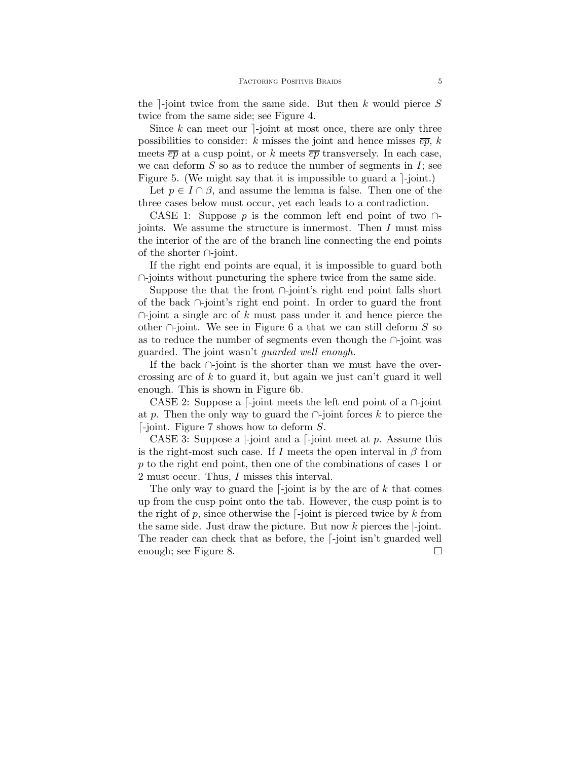the $\rceil$-joint twice from the same side. But then $k$ would pierce $S$ twice from the same side; see Figure 4.

Since $k$ can meet our $\rceil$-joint at most once, there are only three possibilities to consider: $k$ misses the joint and hence misses $\overline{ep}$, $k$ meets $\overline{ep}$ at a cusp point, or $k$ meets $\overline{ep}$ transversely. In each case, we can deform $S$ so as to reduce the number of segments in $I$; see Figure 5. (We might say that it is impossible to guard a $\rceil$-joint.)

Let $p \in I \cap \beta$, and assume the lemma is false. Then one of the three cases below must occur, yet each leads to a contradiction.

CASE 1: Suppose $p$ is the common left end point of two $\cap$-joints. We assume the structure is innermost. Then $I$ must miss the interior of the arc of the branch line connecting the end points of the shorter $\cap$-joint.

If the right end points are equal, it is impossible to guard both $\cap$-joints without puncturing the sphere twice from the same side.

Suppose the that the front $\cap$-joint's right end point falls short of the back $\cap$-joint's right end point. In order to guard the front $\cap$-joint a single arc of $k$ must pass under it and hence pierce the other $\cap$-joint. We see in Figure 6 a that we can still deform $S$ so as to reduce the number of segments even though the $\cap$-joint was guarded. The joint wasn't *guarded well enough*.

If the back $\cap$-joint is the shorter than we must have the over-crossing arc of $k$ to guard it, but again we just can't guard it well enough. This is shown in Figure 6b.

CASE 2: Suppose a $\lceil$-joint meets the left end point of a $\cap$-joint at $p$. Then the only way to guard the $\cap$-joint forces $k$ to pierce the $\lceil$-joint. Figure 7 shows how to deform $S$.

CASE 3: Suppose a $|$-joint and a $\lceil$-joint meet at $p$. Assume this is the right-most such case. If $I$ meets the open interval in $\beta$ from $p$ to the right end point, then one of the combinations of cases 1 or 2 must occur. Thus, $I$ misses this interval.

The only way to guard the $\lceil$-joint is by the arc of $k$ that comes up from the cusp point onto the tab. However, the cusp point is to the right of $p$, since otherwise the $\lceil$-joint is pierced twice by $k$ from the same side. Just draw the picture. But now $k$ pierces the $|$-joint. The reader can check that as before, the $\lceil$-joint isn't guarded well enough; see Figure 8. $\square$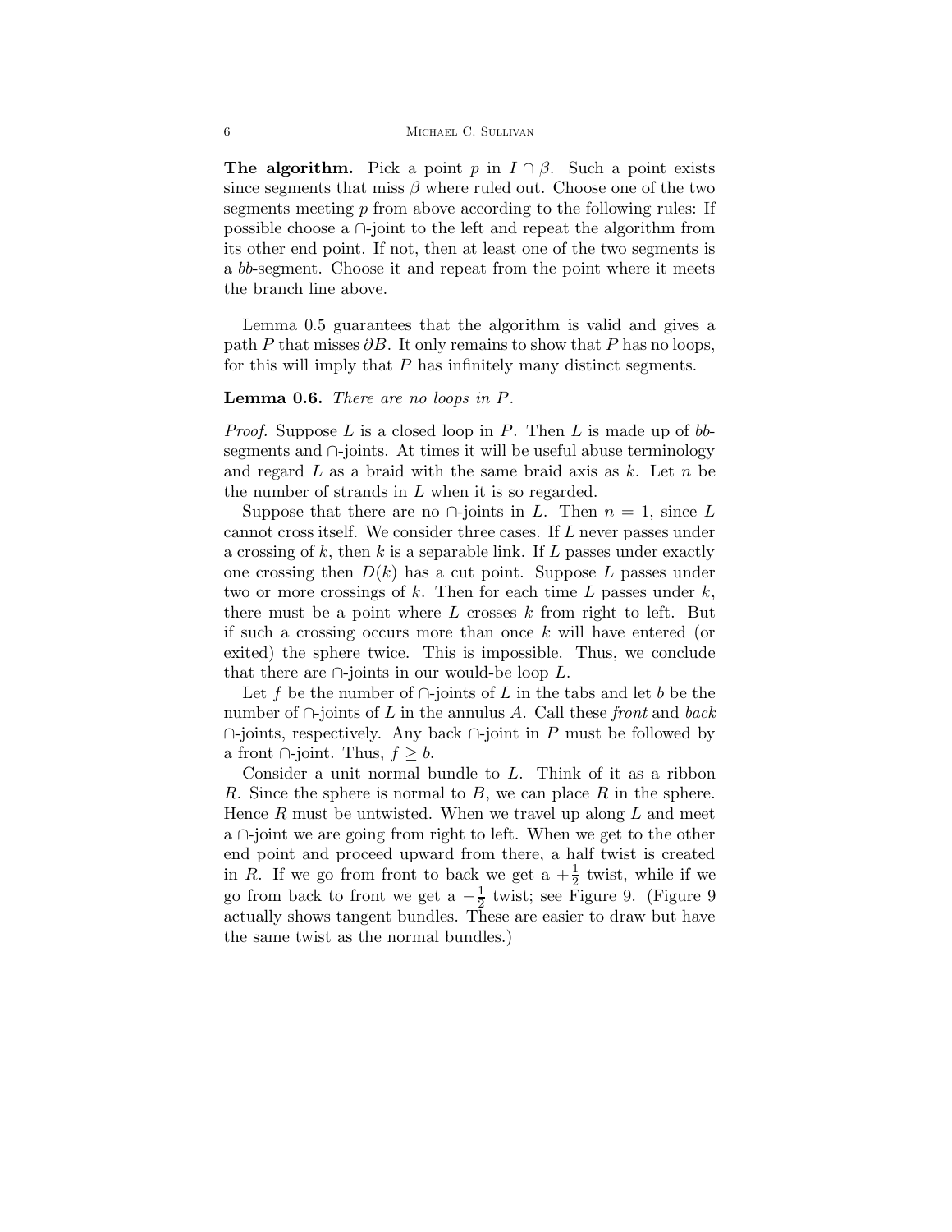**The algorithm.** Pick a point $p$ in $I \cap \beta$. Such a point exists since segments that miss $\beta$ where ruled out. Choose one of the two segments meeting $p$ from above according to the following rules: If possible choose a $\cap$-joint to the left and repeat the algorithm from its other end point. If not, then at least one of the two segments is a *bb*-segment. Choose it and repeat from the point where it meets the branch line above.

Lemma 0.5 guarantees that the algorithm is valid and gives a path $P$ that misses $\partial B$. It only remains to show that $P$ has no loops, for this will imply that $P$ has infinitely many distinct segments.

**Lemma 0.6.** *There are no loops in $P$.*

*Proof.* Suppose $L$ is a closed loop in $P$. Then $L$ is made up of *bb*-segments and $\cap$-joints. At times it will be useful abuse terminology and regard $L$ as a braid with the same braid axis as $k$. Let $n$ be the number of strands in $L$ when it is so regarded.

Suppose that there are no $\cap$-joints in $L$. Then $n = 1$, since $L$ cannot cross itself. We consider three cases. If $L$ never passes under a crossing of $k$, then $k$ is a separable link. If $L$ passes under exactly one crossing then $D(k)$ has a cut point. Suppose $L$ passes under two or more crossings of $k$. Then for each time $L$ passes under $k$, there must be a point where $L$ crosses $k$ from right to left. But if such a crossing occurs more than once $k$ will have entered (or exited) the sphere twice. This is impossible. Thus, we conclude that there are $\cap$-joints in our would-be loop $L$.

Let $f$ be the number of $\cap$-joints of $L$ in the tabs and let $b$ be the number of $\cap$-joints of $L$ in the annulus $A$. Call these *front* and *back* $\cap$-joints, respectively. Any back $\cap$-joint in $P$ must be followed by a front $\cap$-joint. Thus, $f \geq b$.

Consider a unit normal bundle to $L$. Think of it as a ribbon $R$. Since the sphere is normal to $B$, we can place $R$ in the sphere. Hence $R$ must be untwisted. When we travel up along $L$ and meet a $\cap$-joint we are going from right to left. When we get to the other end point and proceed upward from there, a half twist is created in $R$. If we go from front to back we get a $+\frac{1}{2}$ twist, while if we go from back to front we get a $-\frac{1}{2}$ twist; see Figure 9. (Figure 9 actually shows tangent bundles. These are easier to draw but have the same twist as the normal bundles.)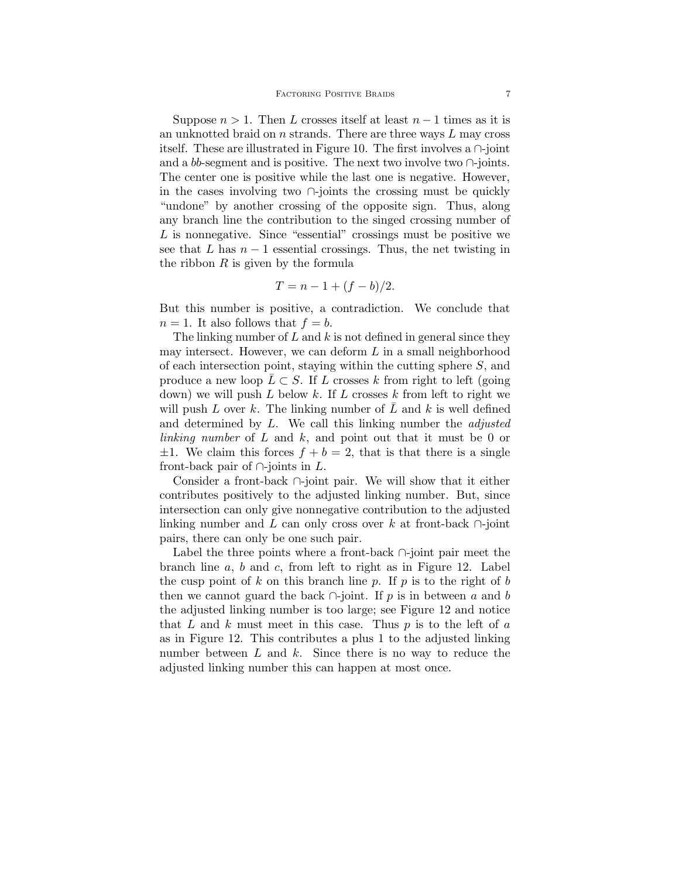Suppose $n > 1$. Then $L$ crosses itself at least $n-1$ times as it is an unknotted braid on $n$ strands. There are three ways $L$ may cross itself. These are illustrated in Figure 10. The first involves a $\cap$-joint and a *bb*-segment and is positive. The next two involve two $\cap$-joints. The center one is positive while the last one is negative. However, in the cases involving two $\cap$-joints the crossing must be quickly "undone" by another crossing of the opposite sign. Thus, along any branch line the contribution to the singed crossing number of $L$ is nonnegative. Since "essential" crossings must be positive we see that $L$ has $n-1$ essential crossings. Thus, the net twisting in the ribbon $R$ is given by the formula

$$T = n - 1 + (f - b)/2.$$

But this number is positive, a contradiction. We conclude that $n = 1$. It also follows that $f = b$.

The linking number of $L$ and $k$ is not defined in general since they may intersect. However, we can deform $L$ in a small neighborhood of each intersection point, staying within the cutting sphere $S$, and produce a new loop $\bar{L} \subset S$. If $L$ crosses $k$ from right to left (going down) we will push $L$ below $k$. If $L$ crosses $k$ from left to right we will push $L$ over $k$. The linking number of $\bar{L}$ and $k$ is well defined and determined by $L$. We call this linking number the *adjusted linking number* of $L$ and $k$, and point out that it must be 0 or $\pm 1$. We claim this forces $f + b = 2$, that is that there is a single front-back pair of $\cap$-joints in $L$.

Consider a front-back $\cap$-joint pair. We will show that it either contributes positively to the adjusted linking number. But, since intersection can only give nonnegative contribution to the adjusted linking number and $L$ can only cross over $k$ at front-back $\cap$-joint pairs, there can only be one such pair.

Label the three points where a front-back $\cap$-joint pair meet the branch line $a$, $b$ and $c$, from left to right as in Figure 12. Label the cusp point of $k$ on this branch line $p$. If $p$ is to the right of $b$ then we cannot guard the back $\cap$-joint. If $p$ is in between $a$ and $b$ the adjusted linking number is too large; see Figure 12 and notice that $L$ and $k$ must meet in this case. Thus $p$ is to the left of $a$ as in Figure 12. This contributes a plus 1 to the adjusted linking number between $L$ and $k$. Since there is no way to reduce the adjusted linking number this can happen at most once.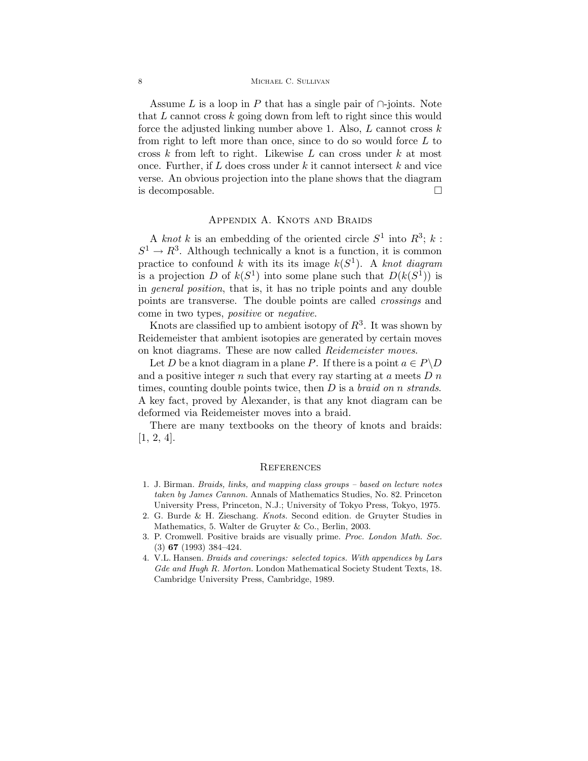Assume $L$ is a loop in $P$ that has a single pair of $\cap$-joints. Note that $L$ cannot cross $k$ going down from left to right since this would force the adjusted linking number above 1. Also, $L$ cannot cross $k$ from right to left more than once, since to do so would force $L$ to cross $k$ from left to right. Likewise $L$ can cross under $k$ at most once. Further, if $L$ does cross under $k$ it cannot intersect $k$ and vice verse. An obvious projection into the plane shows that the diagram is decomposable. $\square$

## Appendix A. Knots and Braids

A *knot* $k$ is an embedding of the oriented circle $S^1$ into $R^3$; $k : S^1 \to R^3$. Although technically a knot is a function, it is common practice to confound $k$ with its its image $k(S^1)$. A *knot diagram* is a projection $D$ of $k(S^1)$ into some plane such that $D(k(S^1))$ is in *general position*, that is, it has no triple points and any double points are transverse. The double points are called *crossings* and come in two types, *positive* or *negative*.

Knots are classified up to ambient isotopy of $R^3$. It was shown by Reidemeister that ambient isotopies are generated by certain moves on knot diagrams. These are now called *Reidemeister moves*.

Let $D$ be a knot diagram in a plane $P$. If there is a point $a \in P \backslash D$ and a positive integer $n$ such that every ray starting at $a$ meets $D$ $n$ times, counting double points twice, then $D$ is a *braid on $n$ strands*. A key fact, proved by Alexander, is that any knot diagram can be deformed via Reidemeister moves into a braid.

There are many textbooks on the theory of knots and braids: [1, 2, 4].

## References

1. J. Birman. *Braids, links, and mapping class groups – based on lecture notes taken by James Cannon.* Annals of Mathematics Studies, No. 82. Princeton University Press, Princeton, N.J.; University of Tokyo Press, Tokyo, 1975.
2. G. Burde & H. Zieschang. *Knots.* Second edition. de Gruyter Studies in Mathematics, 5. Walter de Gruyter & Co., Berlin, 2003.
3. P. Cromwell. Positive braids are visually prime. *Proc. London Math. Soc.* (3) **67** (1993) 384–424.
4. V.L. Hansen. *Braids and coverings: selected topics. With appendices by Lars Gde and Hugh R. Morton.* London Mathematical Society Student Texts, 18. Cambridge University Press, Cambridge, 1989.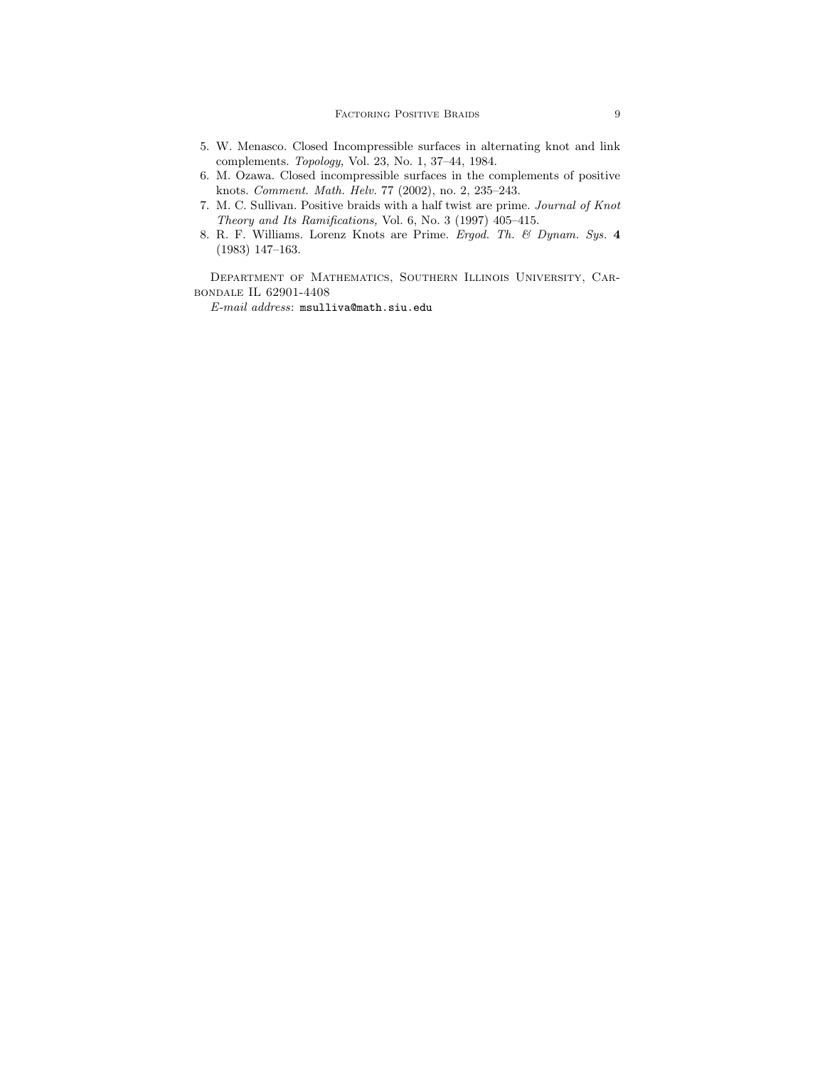5. W. Menasco. Closed Incompressible surfaces in alternating knot and link complements. *Topology,* Vol. 23, No. 1, 37–44, 1984.
6. M. Ozawa. Closed incompressible surfaces in the complements of positive knots. *Comment. Math. Helv.* 77 (2002), no. 2, 235–243.
7. M. C. Sullivan. Positive braids with a half twist are prime. *Journal of Knot Theory and Its Ramifications,* Vol. 6, No. 3 (1997) 405–415.
8. R. F. Williams. Lorenz Knots are Prime. *Ergod. Th. & Dynam. Sys.* **4** (1983) 147–163.

Department of Mathematics, Southern Illinois University, Carbondale IL 62901-4408

*E-mail address*: `msulliva@math.siu.edu`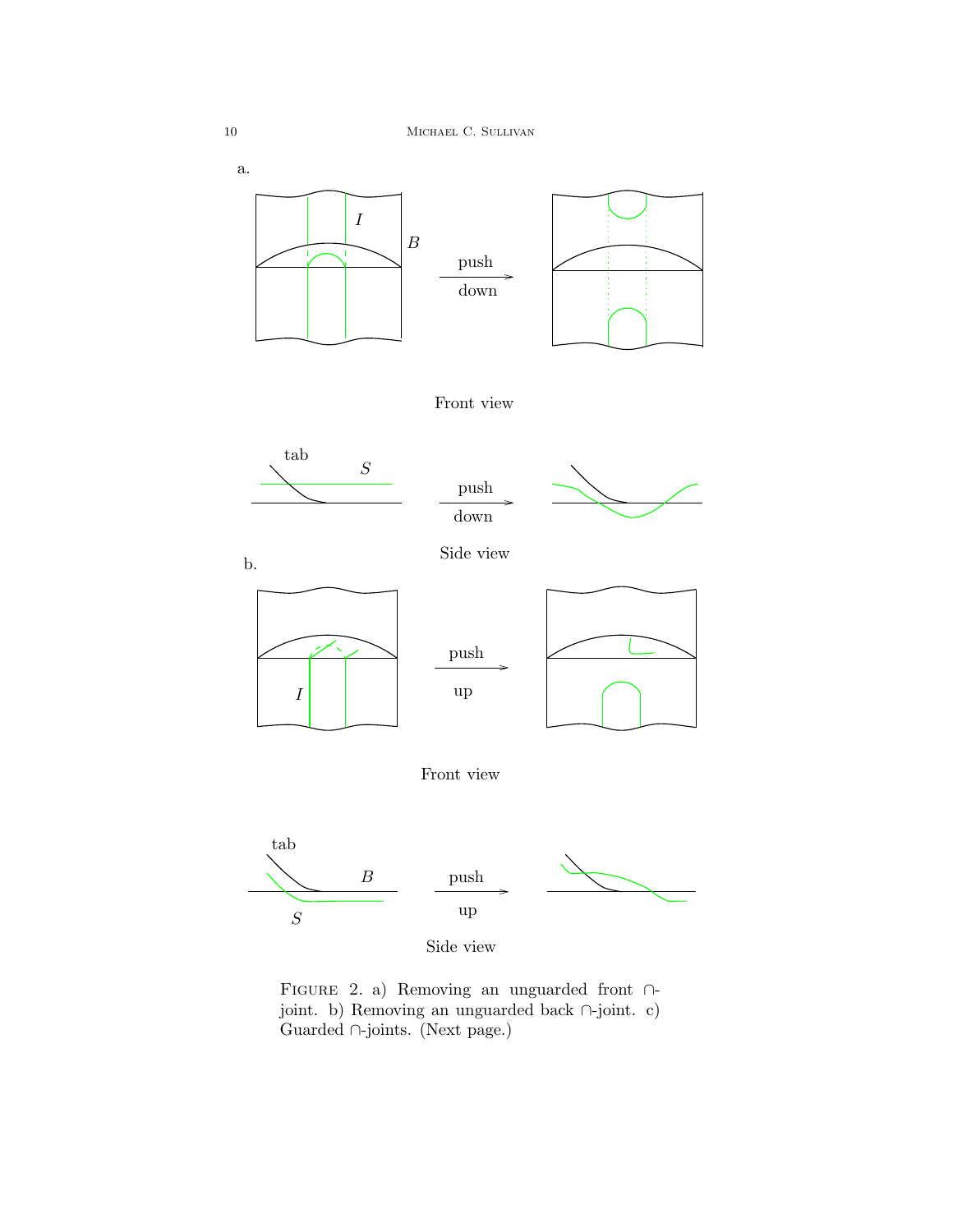FIGURE 2. a) Removing an unguarded front ∩-joint. b) Removing an unguarded back ∩-joint. c) Guarded ∩-joints. (Next page.)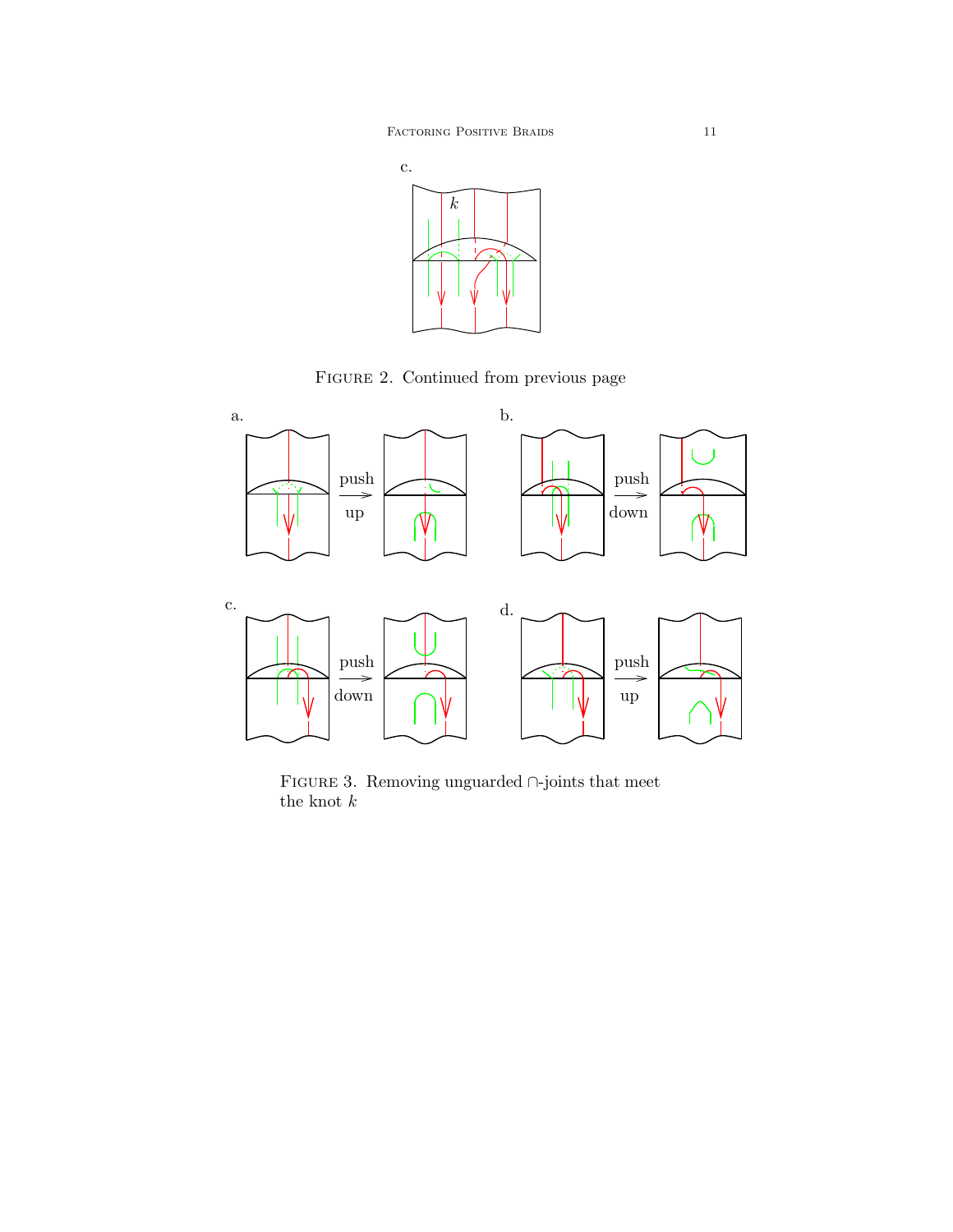c.

FIGURE 2. Continued from previous page

a. push up

b. push down

c. push down

d. push up

FIGURE 3. Removing unguarded $\cap$-joints that meet the knot $k$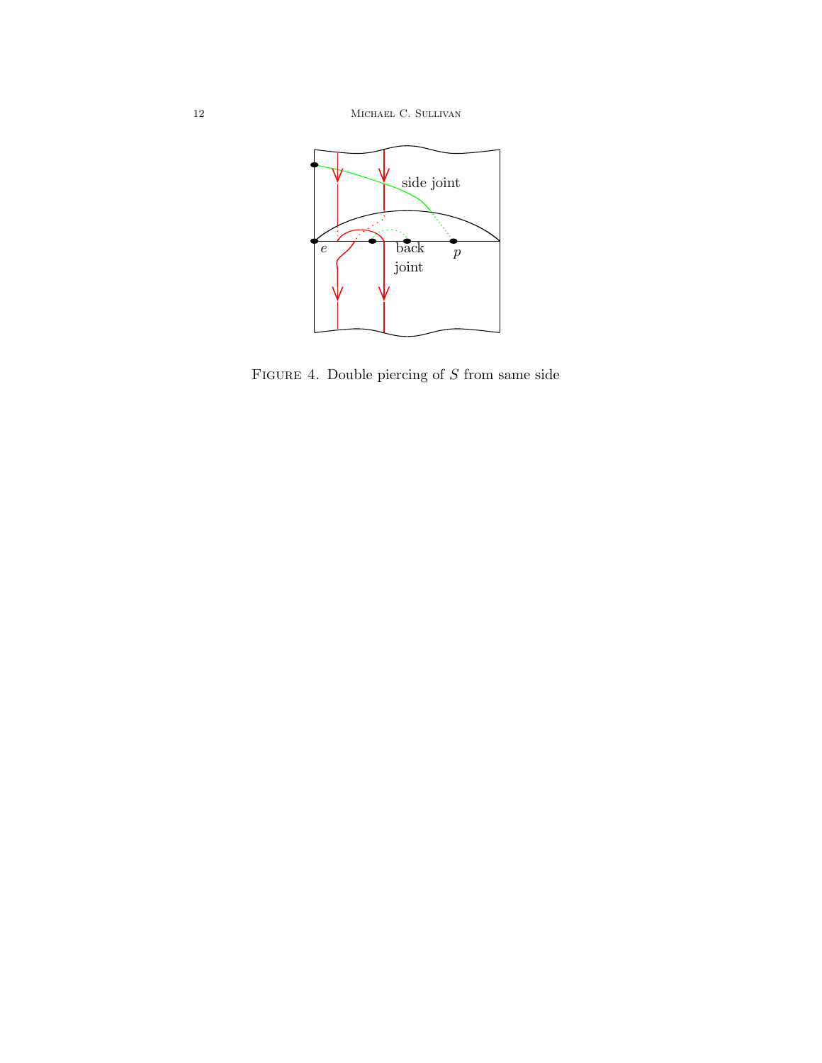FIGURE 4. Double piercing of $S$ from same side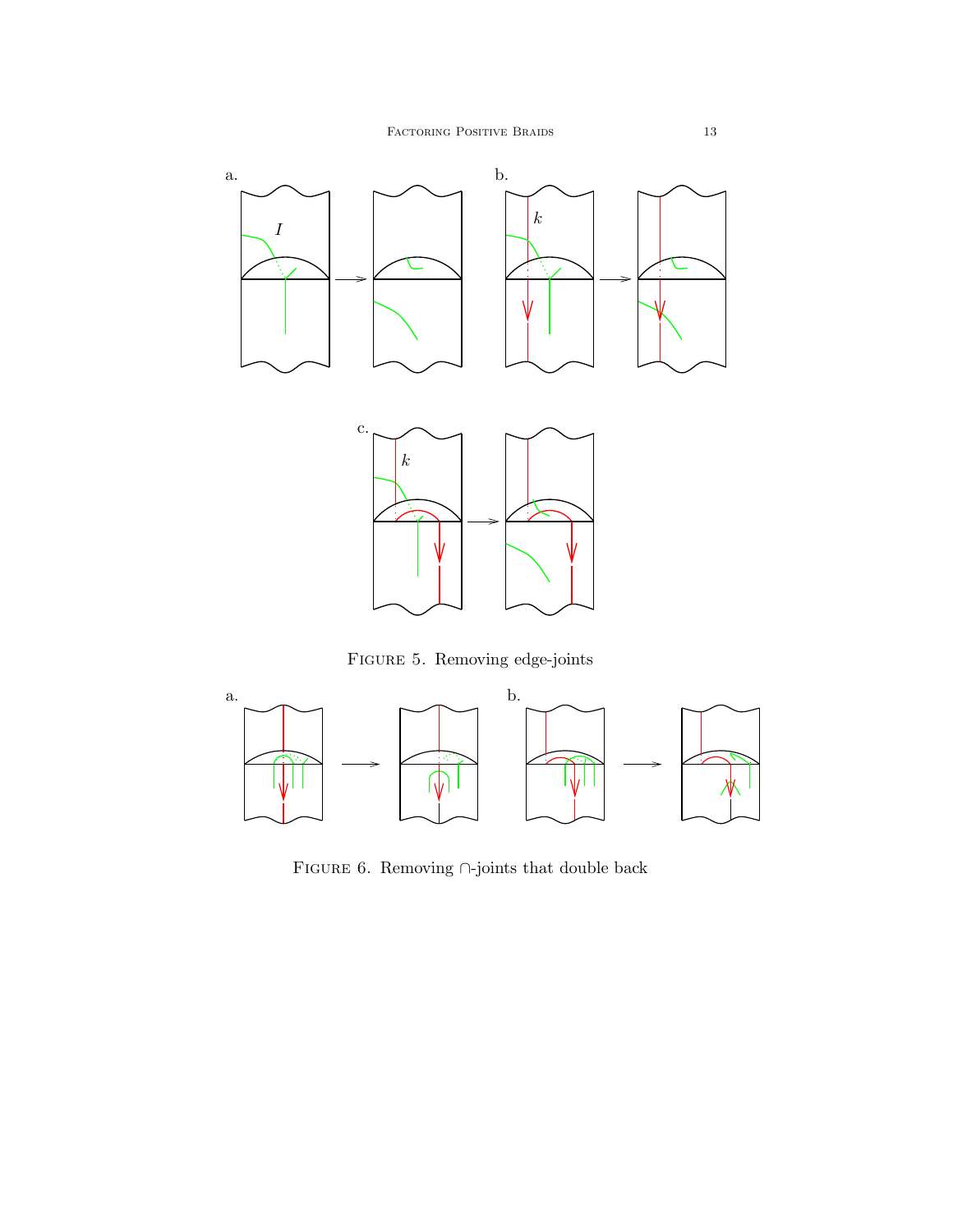a.

$I$

b.

$k$

c.

$k$

Figure 5. Removing edge-joints

a.

b.

Figure 6. Removing $\cap$-joints that double back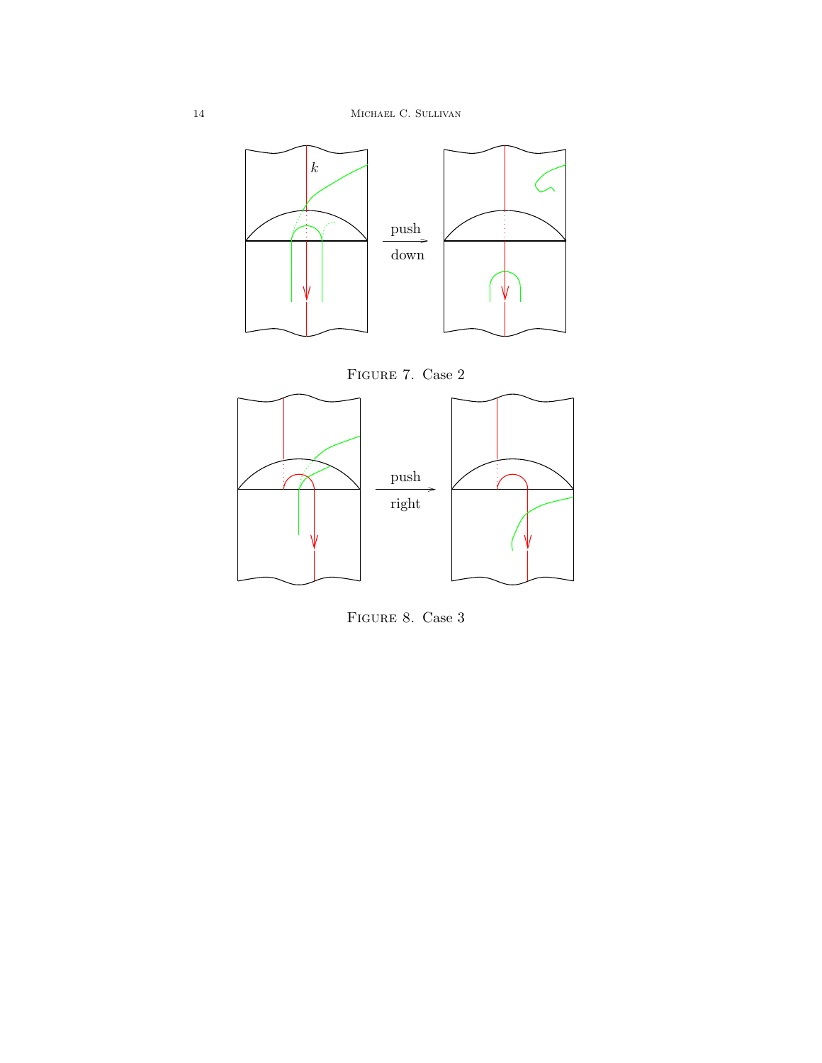FIGURE 7. Case 2

FIGURE 8. Case 3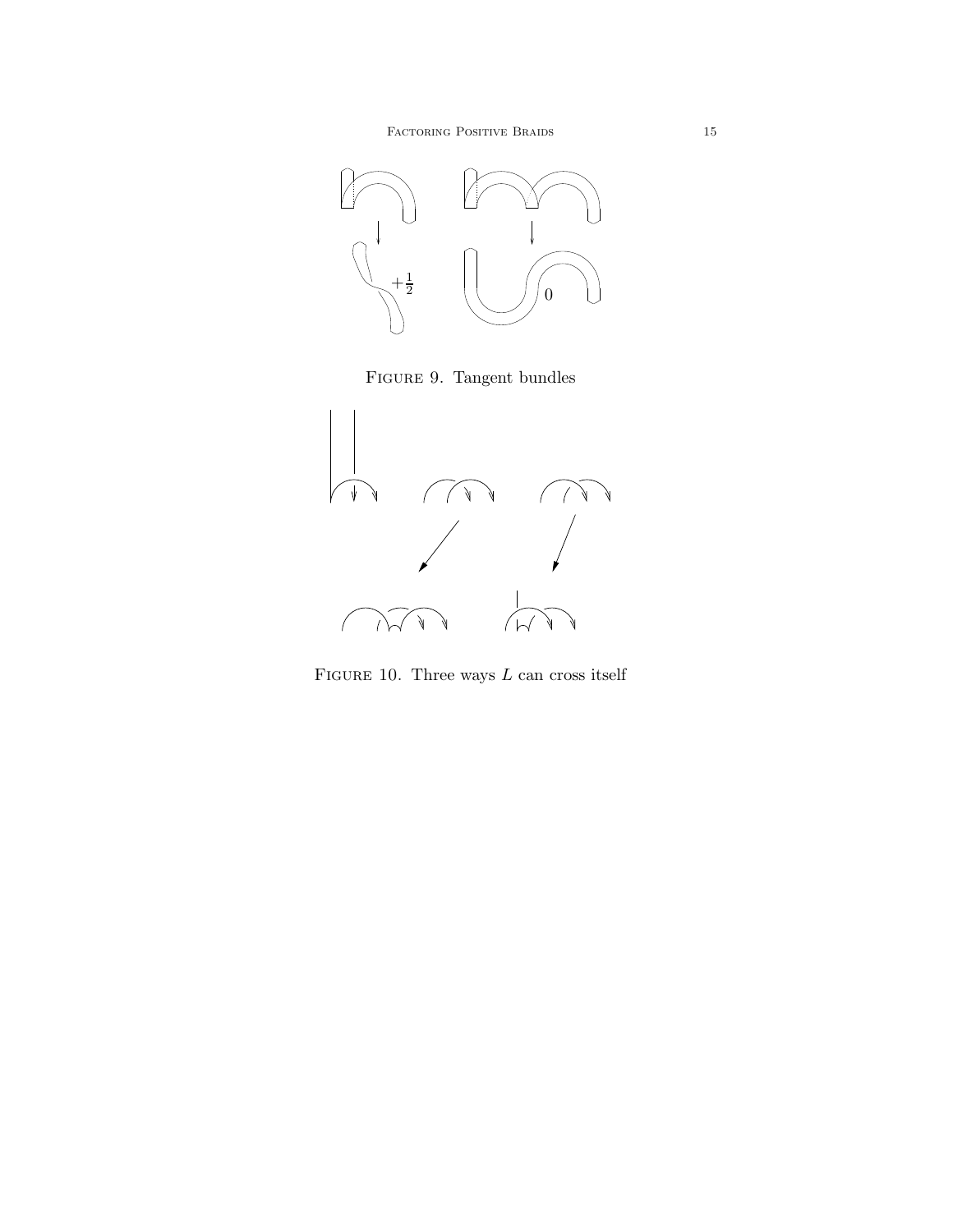$+\frac{1}{2}$

0

FIGURE 9. Tangent bundles

FIGURE 10. Three ways $L$ can cross itself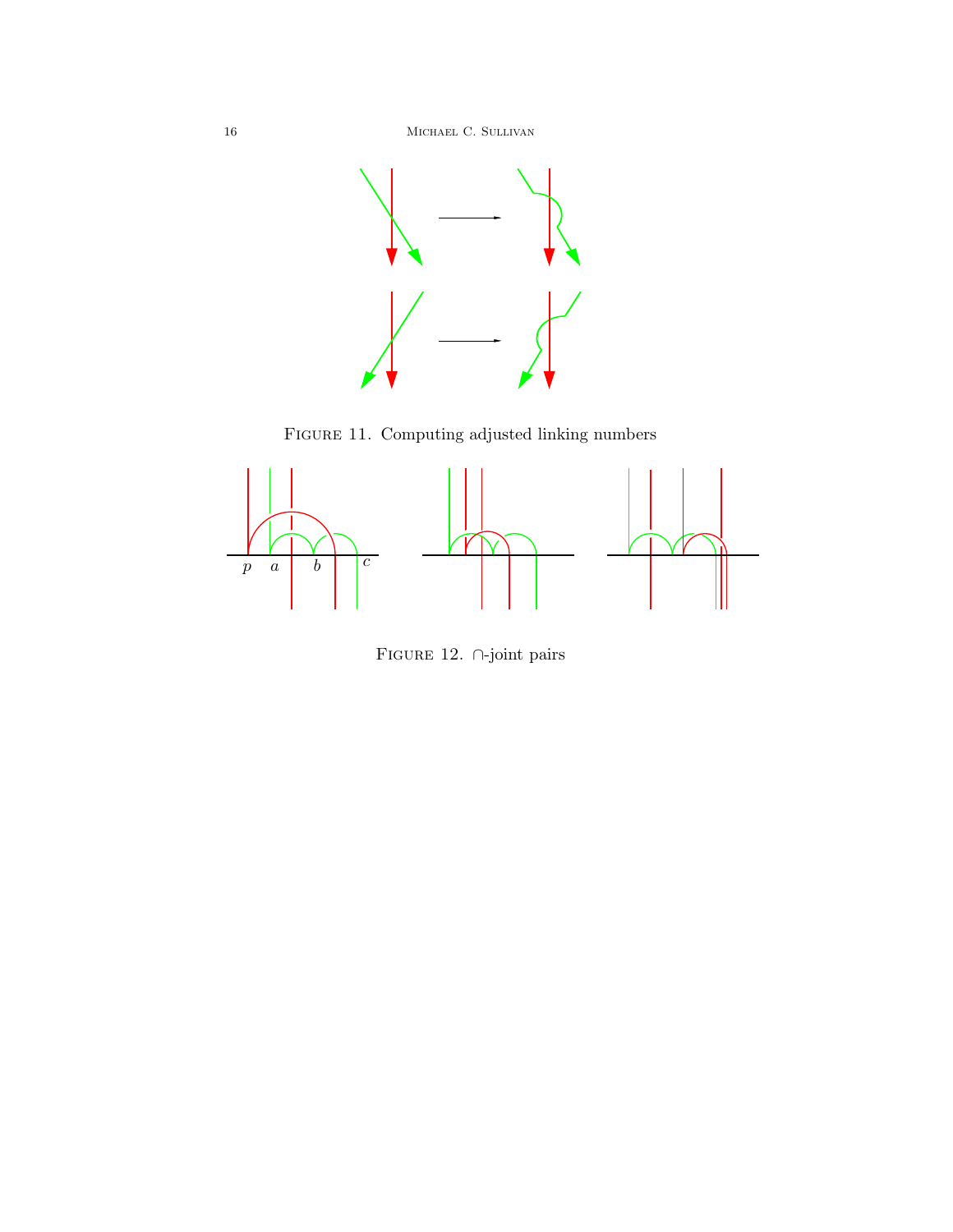FIGURE 11. Computing adjusted linking numbers

$p$ $a$ $b$ $c$

FIGURE 12. $\cap$-joint pairs